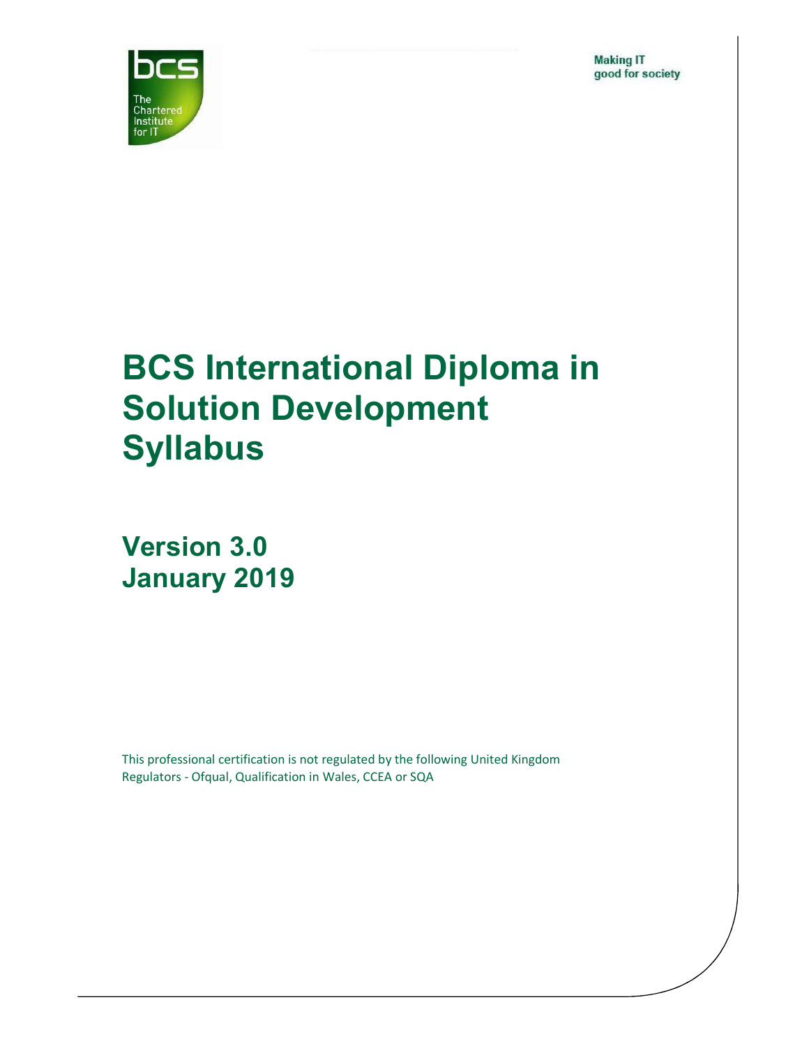bcs

The Chartered Institute for IT

Making IT good for society

# BCS International Diploma in Solution Development Syllabus

## Version 3.0
## January 2019

This professional certification is not regulated by the following United Kingdom Regulators - Ofqual, Qualification in Wales, CCEA or SQA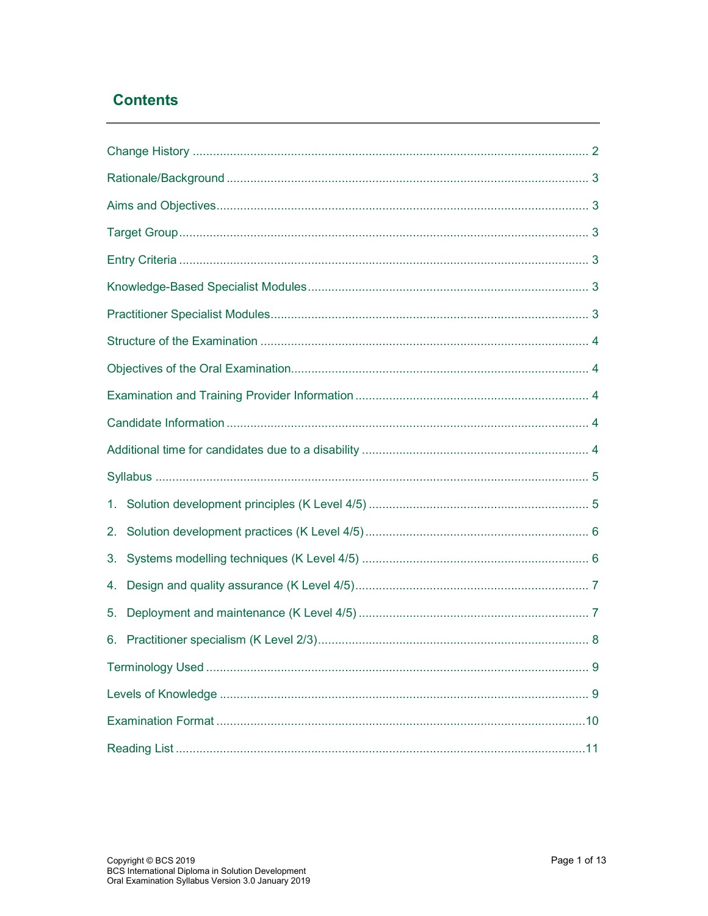## Contents

| | |
|---|---|
| Change History | 2 |
| Rationale/Background | 3 |
| Aims and Objectives | 3 |
| Target Group | 3 |
| Entry Criteria | 3 |
| Knowledge-Based Specialist Modules | 3 |
| Practitioner Specialist Modules | 3 |
| Structure of the Examination | 4 |
| Objectives of the Oral Examination | 4 |
| Examination and Training Provider Information | 4 |
| Candidate Information | 4 |
| Additional time for candidates due to a disability | 4 |
| Syllabus | 5 |
| 1. Solution development principles (K Level 4/5) | 5 |
| 2. Solution development practices (K Level 4/5) | 6 |
| 3. Systems modelling techniques (K Level 4/5) | 6 |
| 4. Design and quality assurance (K Level 4/5) | 7 |
| 5. Deployment and maintenance (K Level 4/5) | 7 |
| 6. Practitioner specialism (K Level 2/3) | 8 |
| Terminology Used | 9 |
| Levels of Knowledge | 9 |
| Examination Format | 10 |
| Reading List | 11 |

Copyright © BCS 2019
BCS International Diploma in Solution Development
Oral Examination Syllabus Version 3.0 January 2019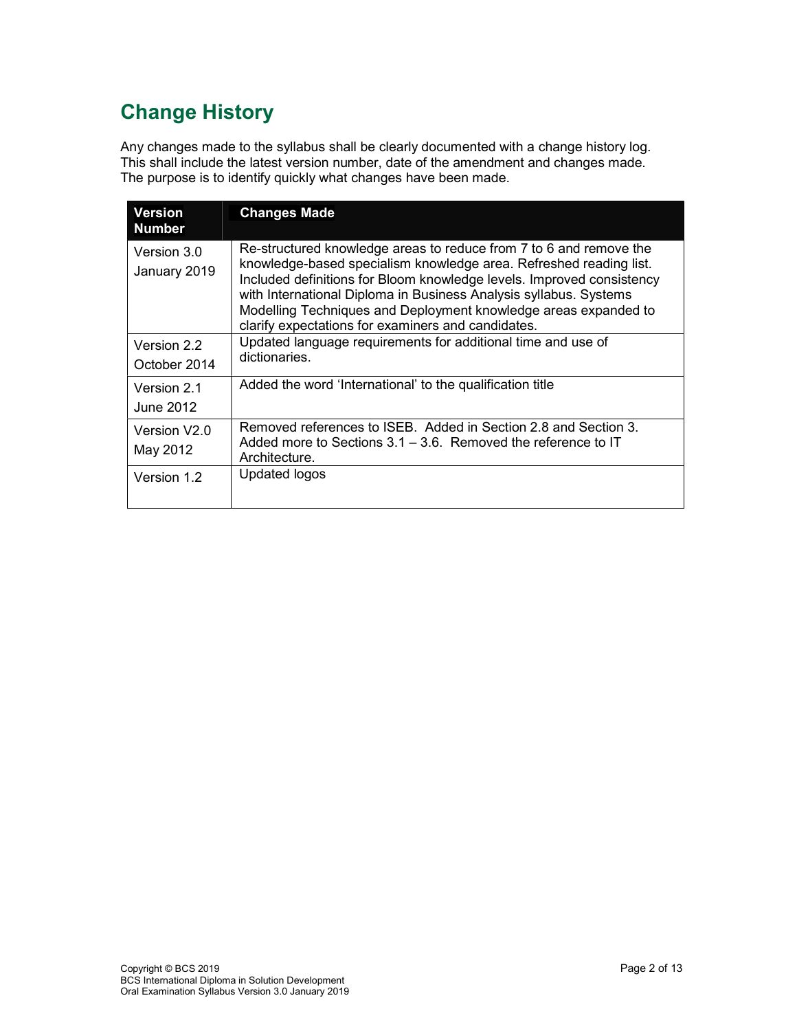## Change History

Any changes made to the syllabus shall be clearly documented with a change history log. This shall include the latest version number, date of the amendment and changes made. The purpose is to identify quickly what changes have been made.

| Version Number | Changes Made |
|---|---|
| Version 3.0 January 2019 | Re-structured knowledge areas to reduce from 7 to 6 and remove the knowledge-based specialism knowledge area. Refreshed reading list. Included definitions for Bloom knowledge levels. Improved consistency with International Diploma in Business Analysis syllabus. Systems Modelling Techniques and Deployment knowledge areas expanded to clarify expectations for examiners and candidates. |
| Version 2.2 October 2014 | Updated language requirements for additional time and use of dictionaries. |
| Version 2.1 June 2012 | Added the word 'International' to the qualification title |
| Version V2.0 May 2012 | Removed references to ISEB. Added in Section 2.8 and Section 3. Added more to Sections 3.1 – 3.6. Removed the reference to IT Architecture. |
| Version 1.2 | Updated logos |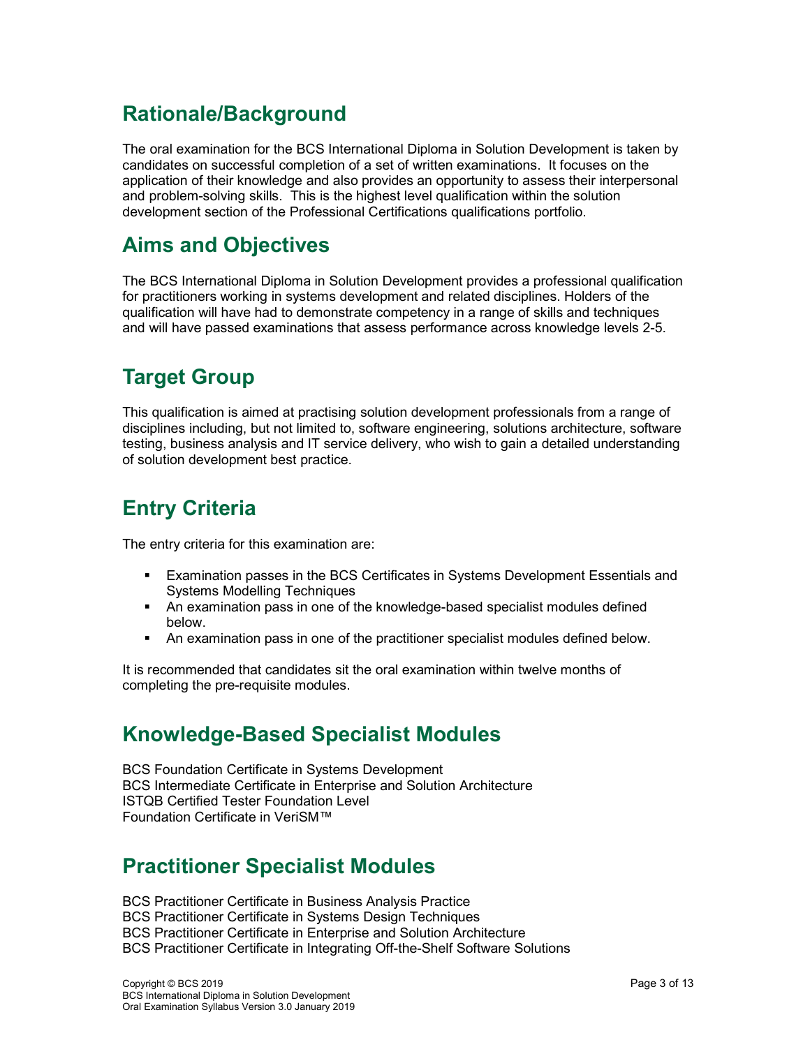## Rationale/Background

The oral examination for the BCS International Diploma in Solution Development is taken by candidates on successful completion of a set of written examinations. It focuses on the application of their knowledge and also provides an opportunity to assess their interpersonal and problem-solving skills. This is the highest level qualification within the solution development section of the Professional Certifications qualifications portfolio.

## Aims and Objectives

The BCS International Diploma in Solution Development provides a professional qualification for practitioners working in systems development and related disciplines. Holders of the qualification will have had to demonstrate competency in a range of skills and techniques and will have passed examinations that assess performance across knowledge levels 2-5.

## Target Group

This qualification is aimed at practising solution development professionals from a range of disciplines including, but not limited to, software engineering, solutions architecture, software testing, business analysis and IT service delivery, who wish to gain a detailed understanding of solution development best practice.

## Entry Criteria

The entry criteria for this examination are:

- Examination passes in the BCS Certificates in Systems Development Essentials and Systems Modelling Techniques
- An examination pass in one of the knowledge-based specialist modules defined below.
- An examination pass in one of the practitioner specialist modules defined below.

It is recommended that candidates sit the oral examination within twelve months of completing the pre-requisite modules.

## Knowledge-Based Specialist Modules

BCS Foundation Certificate in Systems Development
BCS Intermediate Certificate in Enterprise and Solution Architecture
ISTQB Certified Tester Foundation Level
Foundation Certificate in VeriSM™

## Practitioner Specialist Modules

BCS Practitioner Certificate in Business Analysis Practice
BCS Practitioner Certificate in Systems Design Techniques
BCS Practitioner Certificate in Enterprise and Solution Architecture
BCS Practitioner Certificate in Integrating Off-the-Shelf Software Solutions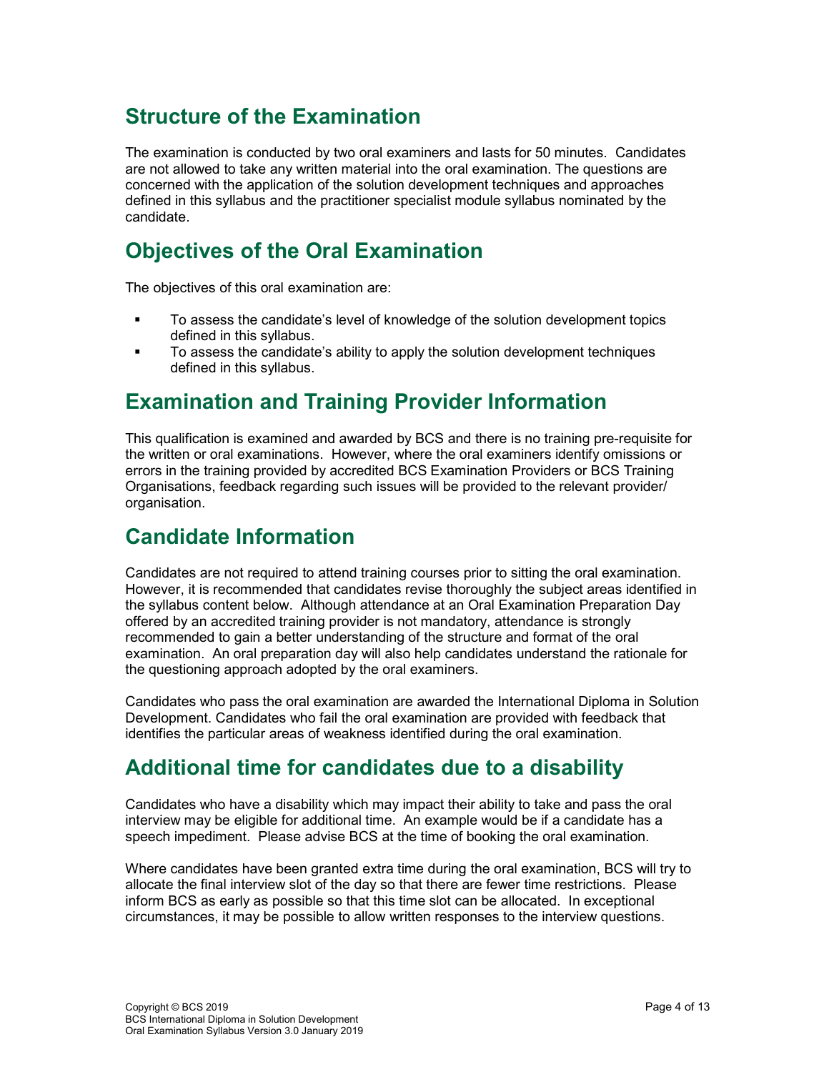## Structure of the Examination

The examination is conducted by two oral examiners and lasts for 50 minutes. Candidates are not allowed to take any written material into the oral examination. The questions are concerned with the application of the solution development techniques and approaches defined in this syllabus and the practitioner specialist module syllabus nominated by the candidate.

## Objectives of the Oral Examination

The objectives of this oral examination are:

- To assess the candidate's level of knowledge of the solution development topics defined in this syllabus.
- To assess the candidate's ability to apply the solution development techniques defined in this syllabus.

## Examination and Training Provider Information

This qualification is examined and awarded by BCS and there is no training pre-requisite for the written or oral examinations. However, where the oral examiners identify omissions or errors in the training provided by accredited BCS Examination Providers or BCS Training Organisations, feedback regarding such issues will be provided to the relevant provider/ organisation.

## Candidate Information

Candidates are not required to attend training courses prior to sitting the oral examination. However, it is recommended that candidates revise thoroughly the subject areas identified in the syllabus content below. Although attendance at an Oral Examination Preparation Day offered by an accredited training provider is not mandatory, attendance is strongly recommended to gain a better understanding of the structure and format of the oral examination. An oral preparation day will also help candidates understand the rationale for the questioning approach adopted by the oral examiners.

Candidates who pass the oral examination are awarded the International Diploma in Solution Development. Candidates who fail the oral examination are provided with feedback that identifies the particular areas of weakness identified during the oral examination.

## Additional time for candidates due to a disability

Candidates who have a disability which may impact their ability to take and pass the oral interview may be eligible for additional time. An example would be if a candidate has a speech impediment. Please advise BCS at the time of booking the oral examination.

Where candidates have been granted extra time during the oral examination, BCS will try to allocate the final interview slot of the day so that there are fewer time restrictions. Please inform BCS as early as possible so that this time slot can be allocated. In exceptional circumstances, it may be possible to allow written responses to the interview questions.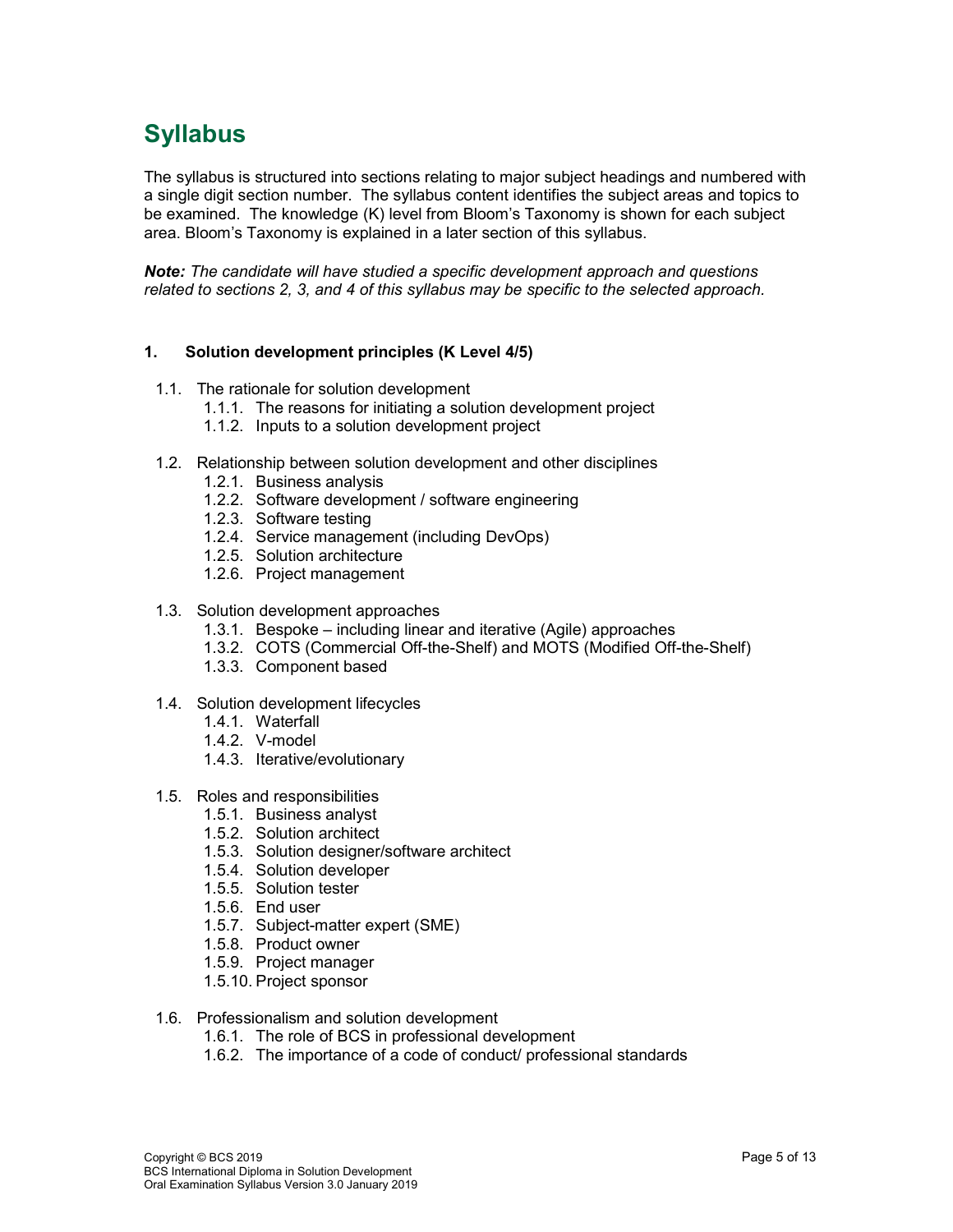# Syllabus

The syllabus is structured into sections relating to major subject headings and numbered with a single digit section number. The syllabus content identifies the subject areas and topics to be examined. The knowledge (K) level from Bloom's Taxonomy is shown for each subject area. Bloom's Taxonomy is explained in a later section of this syllabus.

***Note:*** *The candidate will have studied a specific development approach and questions related to sections 2, 3, and 4 of this syllabus may be specific to the selected approach.*

**1. Solution development principles (K Level 4/5)**

- 1.1. The rationale for solution development
  - 1.1.1. The reasons for initiating a solution development project
  - 1.1.2. Inputs to a solution development project
- 1.2. Relationship between solution development and other disciplines
  - 1.2.1. Business analysis
  - 1.2.2. Software development / software engineering
  - 1.2.3. Software testing
  - 1.2.4. Service management (including DevOps)
  - 1.2.5. Solution architecture
  - 1.2.6. Project management
- 1.3. Solution development approaches
  - 1.3.1. Bespoke – including linear and iterative (Agile) approaches
  - 1.3.2. COTS (Commercial Off-the-Shelf) and MOTS (Modified Off-the-Shelf)
  - 1.3.3. Component based
- 1.4. Solution development lifecycles
  - 1.4.1. Waterfall
  - 1.4.2. V-model
  - 1.4.3. Iterative/evolutionary
- 1.5. Roles and responsibilities
  - 1.5.1. Business analyst
  - 1.5.2. Solution architect
  - 1.5.3. Solution designer/software architect
  - 1.5.4. Solution developer
  - 1.5.5. Solution tester
  - 1.5.6. End user
  - 1.5.7. Subject-matter expert (SME)
  - 1.5.8. Product owner
  - 1.5.9. Project manager
  - 1.5.10. Project sponsor
- 1.6. Professionalism and solution development
  - 1.6.1. The role of BCS in professional development
  - 1.6.2. The importance of a code of conduct/ professional standards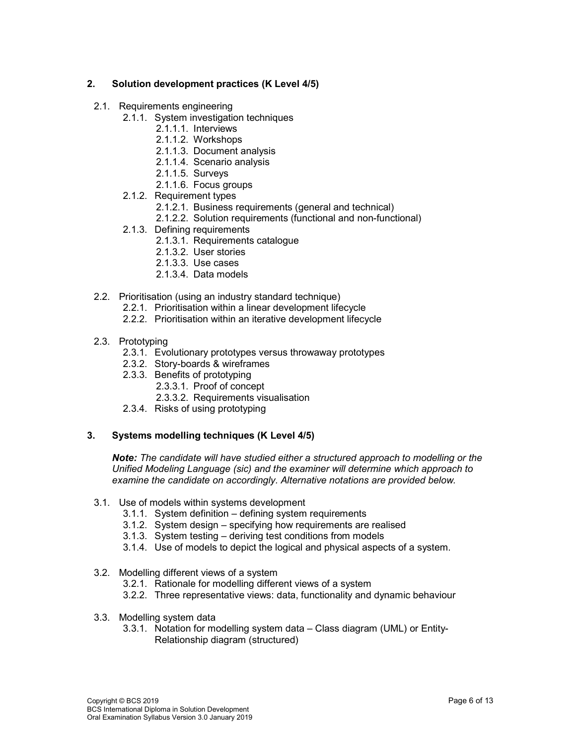## 2. Solution development practices (K Level 4/5)

- 2.1. Requirements engineering
  - 2.1.1. System investigation techniques
    - 2.1.1.1. Interviews
    - 2.1.1.2. Workshops
    - 2.1.1.3. Document analysis
    - 2.1.1.4. Scenario analysis
    - 2.1.1.5. Surveys
    - 2.1.1.6. Focus groups
  - 2.1.2. Requirement types
    - 2.1.2.1. Business requirements (general and technical)
    - 2.1.2.2. Solution requirements (functional and non-functional)
  - 2.1.3. Defining requirements
    - 2.1.3.1. Requirements catalogue
    - 2.1.3.2. User stories
    - 2.1.3.3. Use cases
    - 2.1.3.4. Data models

- 2.2. Prioritisation (using an industry standard technique)
  - 2.2.1. Prioritisation within a linear development lifecycle
  - 2.2.2. Prioritisation within an iterative development lifecycle

- 2.3. Prototyping
  - 2.3.1. Evolutionary prototypes versus throwaway prototypes
  - 2.3.2. Story-boards & wireframes
  - 2.3.3. Benefits of prototyping
    - 2.3.3.1. Proof of concept
    - 2.3.3.2. Requirements visualisation
  - 2.3.4. Risks of using prototyping

## 3. Systems modelling techniques (K Level 4/5)

***Note:** The candidate will have studied either a structured approach to modelling or the Unified Modeling Language (sic) and the examiner will determine which approach to examine the candidate on accordingly. Alternative notations are provided below.*

- 3.1. Use of models within systems development
  - 3.1.1. System definition – defining system requirements
  - 3.1.2. System design – specifying how requirements are realised
  - 3.1.3. System testing – deriving test conditions from models
  - 3.1.4. Use of models to depict the logical and physical aspects of a system.

- 3.2. Modelling different views of a system
  - 3.2.1. Rationale for modelling different views of a system
  - 3.2.2. Three representative views: data, functionality and dynamic behaviour

- 3.3. Modelling system data
  - 3.3.1. Notation for modelling system data – Class diagram (UML) or Entity-Relationship diagram (structured)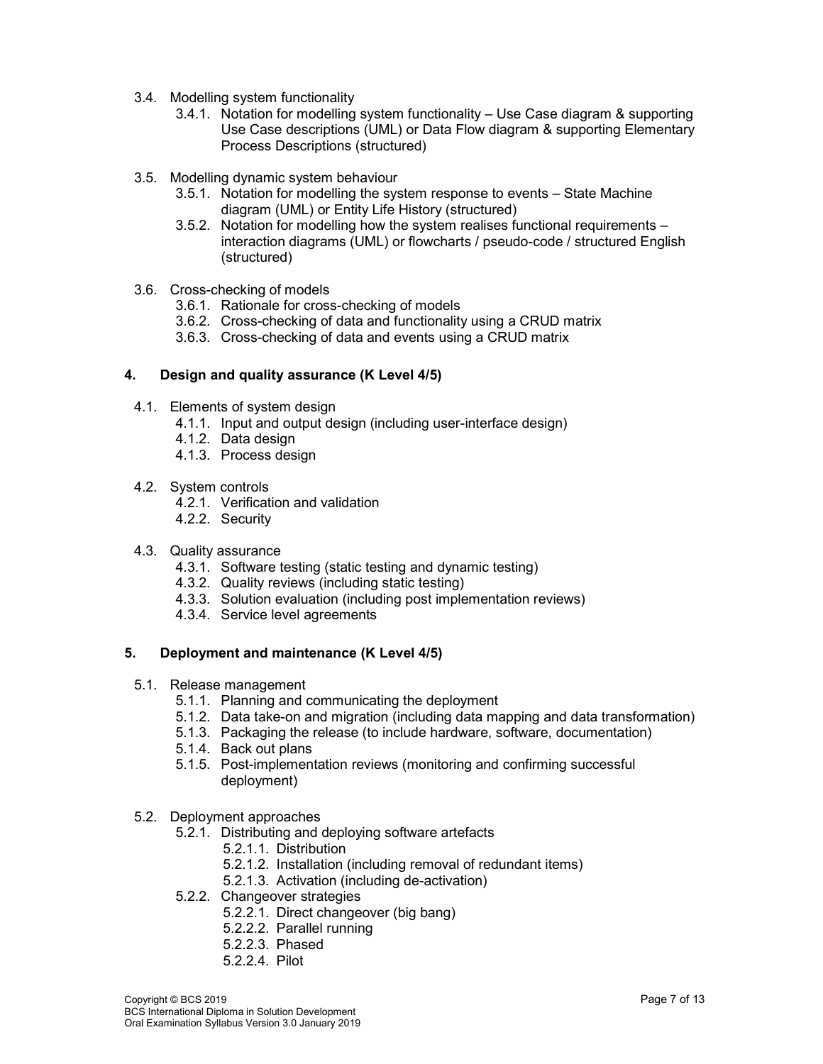- 3.4. Modelling system functionality
  - 3.4.1. Notation for modelling system functionality – Use Case diagram & supporting Use Case descriptions (UML) or Data Flow diagram & supporting Elementary Process Descriptions (structured)

- 3.5. Modelling dynamic system behaviour
  - 3.5.1. Notation for modelling the system response to events – State Machine diagram (UML) or Entity Life History (structured)
  - 3.5.2. Notation for modelling how the system realises functional requirements – interaction diagrams (UML) or flowcharts / pseudo-code / structured English (structured)

- 3.6. Cross-checking of models
  - 3.6.1. Rationale for cross-checking of models
  - 3.6.2. Cross-checking of data and functionality using a CRUD matrix
  - 3.6.3. Cross-checking of data and events using a CRUD matrix

## 4. Design and quality assurance (K Level 4/5)

- 4.1. Elements of system design
  - 4.1.1. Input and output design (including user-interface design)
  - 4.1.2. Data design
  - 4.1.3. Process design

- 4.2. System controls
  - 4.2.1. Verification and validation
  - 4.2.2. Security

- 4.3. Quality assurance
  - 4.3.1. Software testing (static testing and dynamic testing)
  - 4.3.2. Quality reviews (including static testing)
  - 4.3.3. Solution evaluation (including post implementation reviews)
  - 4.3.4. Service level agreements

## 5. Deployment and maintenance (K Level 4/5)

- 5.1. Release management
  - 5.1.1. Planning and communicating the deployment
  - 5.1.2. Data take-on and migration (including data mapping and data transformation)
  - 5.1.3. Packaging the release (to include hardware, software, documentation)
  - 5.1.4. Back out plans
  - 5.1.5. Post-implementation reviews (monitoring and confirming successful deployment)

- 5.2. Deployment approaches
  - 5.2.1. Distributing and deploying software artefacts
    - 5.2.1.1. Distribution
    - 5.2.1.2. Installation (including removal of redundant items)
    - 5.2.1.3. Activation (including de-activation)
  - 5.2.2. Changeover strategies
    - 5.2.2.1. Direct changeover (big bang)
    - 5.2.2.2. Parallel running
    - 5.2.2.3. Phased
    - 5.2.2.4. Pilot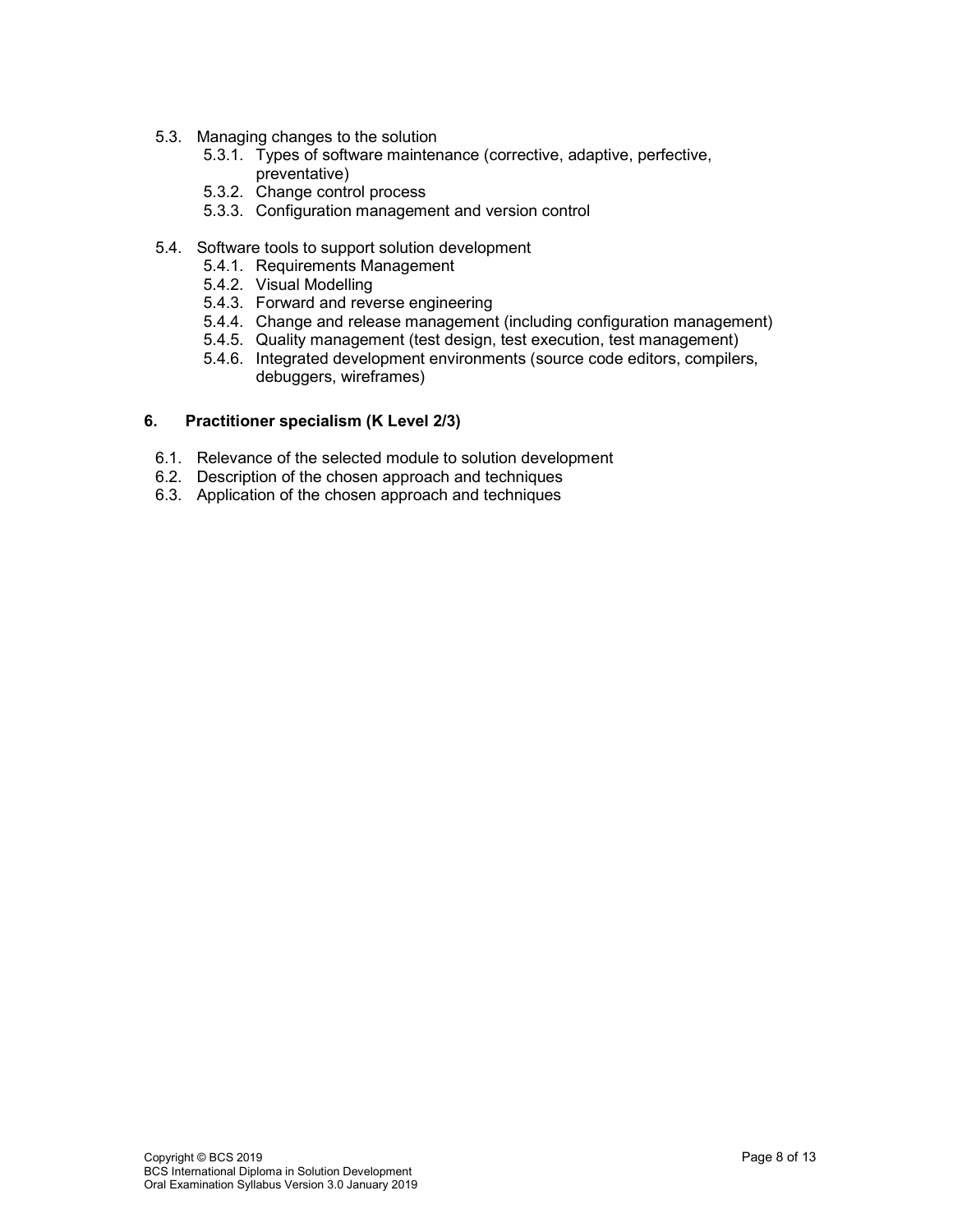- 5.3. Managing changes to the solution
  - 5.3.1. Types of software maintenance (corrective, adaptive, perfective, preventative)
  - 5.3.2. Change control process
  - 5.3.3. Configuration management and version control

- 5.4. Software tools to support solution development
  - 5.4.1. Requirements Management
  - 5.4.2. Visual Modelling
  - 5.4.3. Forward and reverse engineering
  - 5.4.4. Change and release management (including configuration management)
  - 5.4.5. Quality management (test design, test execution, test management)
  - 5.4.6. Integrated development environments (source code editors, compilers, debuggers, wireframes)

## 6. Practitioner specialism (K Level 2/3)

- 6.1. Relevance of the selected module to solution development
- 6.2. Description of the chosen approach and techniques
- 6.3. Application of the chosen approach and techniques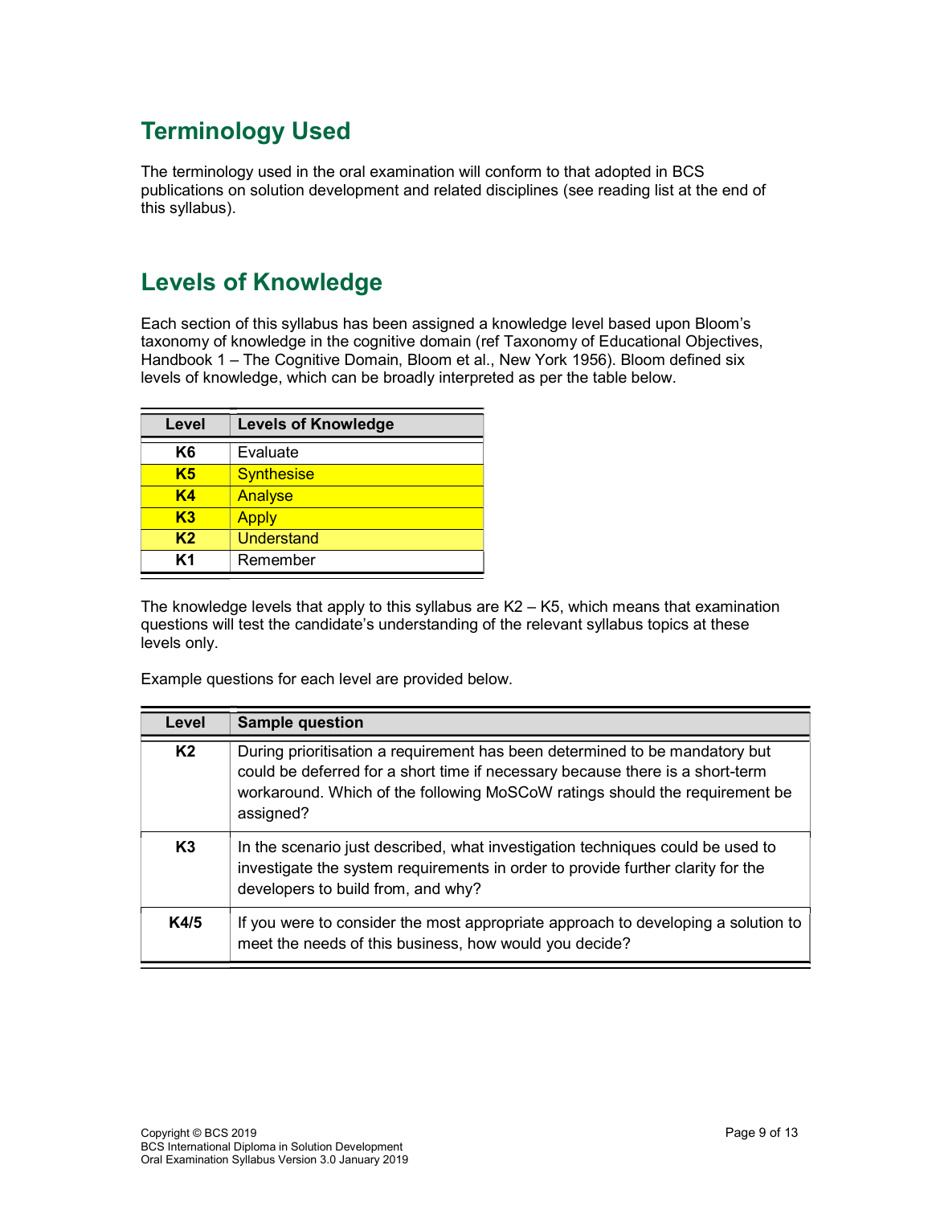# Terminology Used

The terminology used in the oral examination will conform to that adopted in BCS publications on solution development and related disciplines (see reading list at the end of this syllabus).

# Levels of Knowledge

Each section of this syllabus has been assigned a knowledge level based upon Bloom's taxonomy of knowledge in the cognitive domain (ref Taxonomy of Educational Objectives, Handbook 1 – The Cognitive Domain, Bloom et al., New York 1956). Bloom defined six levels of knowledge, which can be broadly interpreted as per the table below.

| Level | Levels of Knowledge |
|---|---|
| K6 | Evaluate |
| K5 | Synthesise |
| K4 | Analyse |
| K3 | Apply |
| K2 | Understand |
| K1 | Remember |

The knowledge levels that apply to this syllabus are K2 – K5, which means that examination questions will test the candidate's understanding of the relevant syllabus topics at these levels only.

Example questions for each level are provided below.

| Level | Sample question |
|---|---|
| K2 | During prioritisation a requirement has been determined to be mandatory but could be deferred for a short time if necessary because there is a short-term workaround. Which of the following MoSCoW ratings should the requirement be assigned? |
| K3 | In the scenario just described, what investigation techniques could be used to investigate the system requirements in order to provide further clarity for the developers to build from, and why? |
| K4/5 | If you were to consider the most appropriate approach to developing a solution to meet the needs of this business, how would you decide? |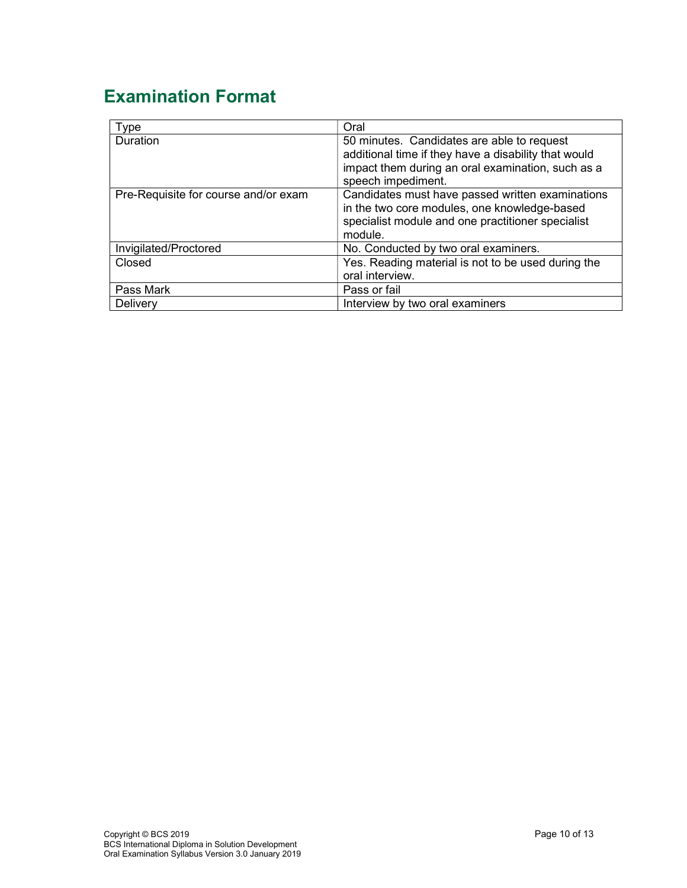## Examination Format

| Type | Oral |
| --- | --- |
| Duration | 50 minutes. Candidates are able to request additional time if they have a disability that would impact them during an oral examination, such as a speech impediment. |
| Pre-Requisite for course and/or exam | Candidates must have passed written examinations in the two core modules, one knowledge-based specialist module and one practitioner specialist module. |
| Invigilated/Proctored | No. Conducted by two oral examiners. |
| Closed | Yes. Reading material is not to be used during the oral interview. |
| Pass Mark | Pass or fail |
| Delivery | Interview by two oral examiners |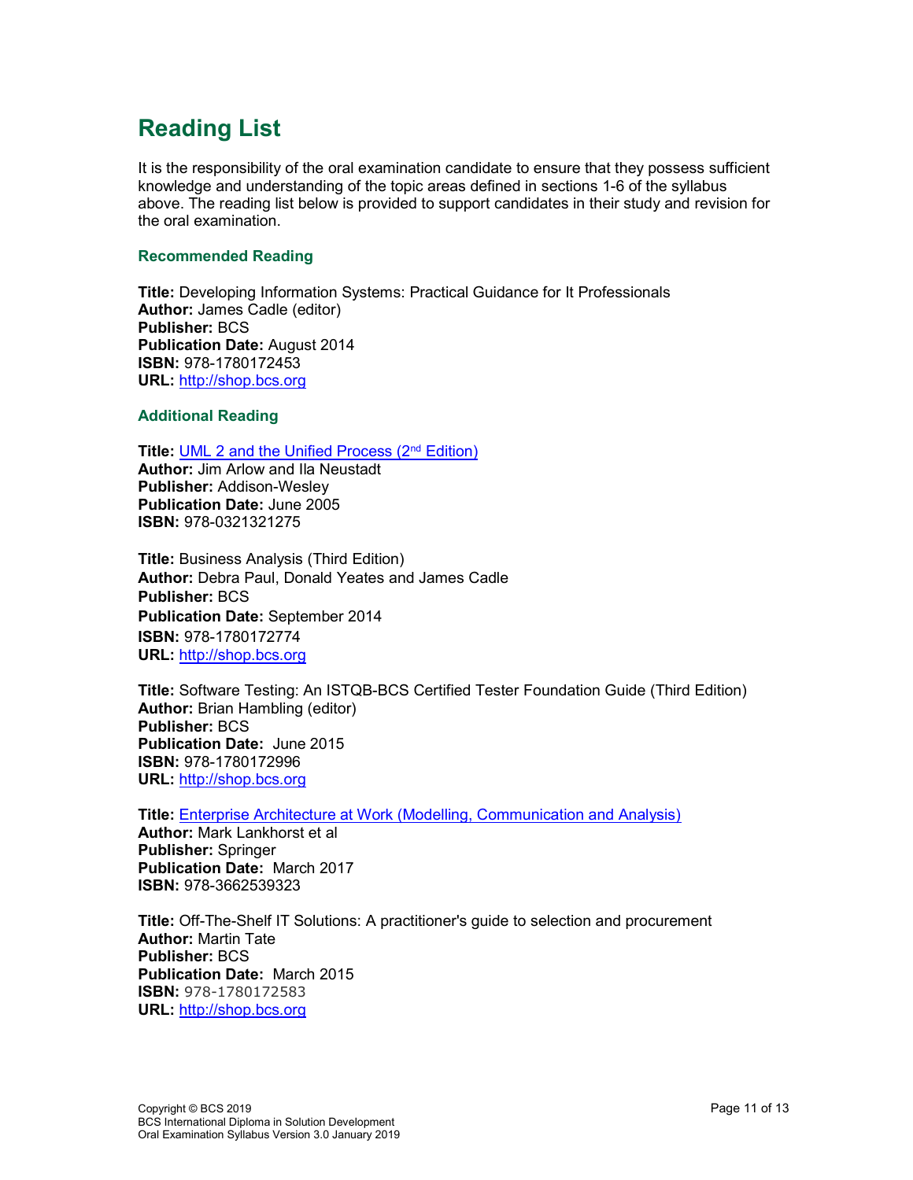# Reading List

It is the responsibility of the oral examination candidate to ensure that they possess sufficient knowledge and understanding of the topic areas defined in sections 1-6 of the syllabus above. The reading list below is provided to support candidates in their study and revision for the oral examination.

### Recommended Reading

**Title:** Developing Information Systems: Practical Guidance for It Professionals
**Author:** James Cadle (editor)
**Publisher:** BCS
**Publication Date:** August 2014
**ISBN:** 978-1780172453
**URL:** [http://shop.bcs.org](http://shop.bcs.org)

### Additional Reading

**Title:** UML 2 and the Unified Process (2nd Edition)
**Author:** Jim Arlow and Ila Neustadt
**Publisher:** Addison-Wesley
**Publication Date:** June 2005
**ISBN:** 978-0321321275

**Title:** Business Analysis (Third Edition)
**Author:** Debra Paul, Donald Yeates and James Cadle
**Publisher:** BCS
**Publication Date:** September 2014
**ISBN:** 978-1780172774
**URL:** [http://shop.bcs.org](http://shop.bcs.org)

**Title:** Software Testing: An ISTQB-BCS Certified Tester Foundation Guide (Third Edition)
**Author:** Brian Hambling (editor)
**Publisher:** BCS
**Publication Date:** June 2015
**ISBN:** 978-1780172996
**URL:** [http://shop.bcs.org](http://shop.bcs.org)

**Title:** Enterprise Architecture at Work (Modelling, Communication and Analysis)
**Author:** Mark Lankhorst et al
**Publisher:** Springer
**Publication Date:** March 2017
**ISBN:** 978-3662539323

**Title:** Off-The-Shelf IT Solutions: A practitioner's guide to selection and procurement
**Author:** Martin Tate
**Publisher:** BCS
**Publication Date:** March 2015
**ISBN:** 978-1780172583
**URL:** [http://shop.bcs.org](http://shop.bcs.org)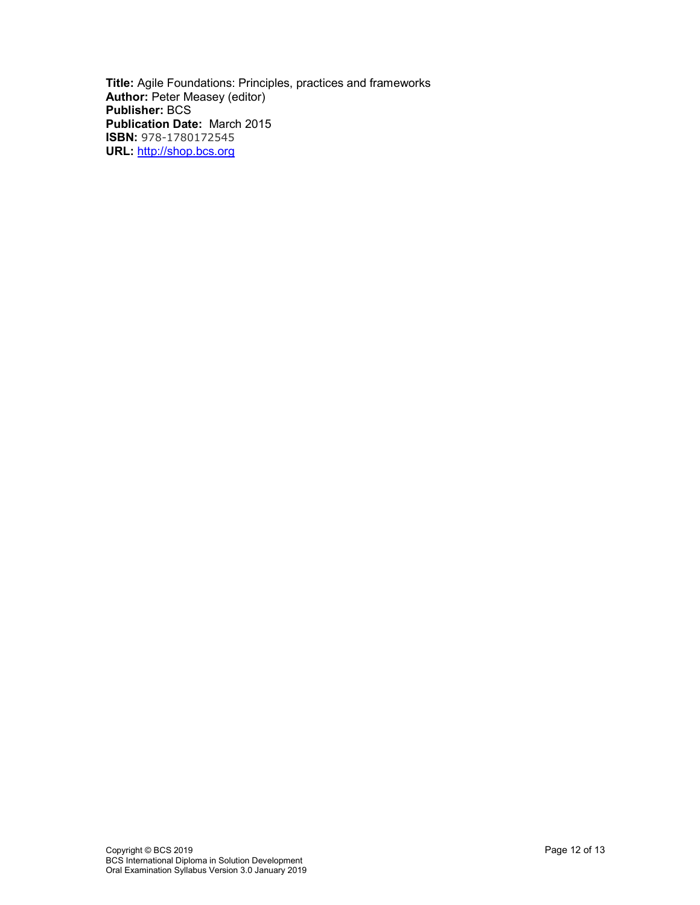**Title:** Agile Foundations: Principles, practices and frameworks
**Author:** Peter Measey (editor)
**Publisher:** BCS
**Publication Date:** March 2015
**ISBN:** 978-1780172545
**URL:** http://shop.bcs.org